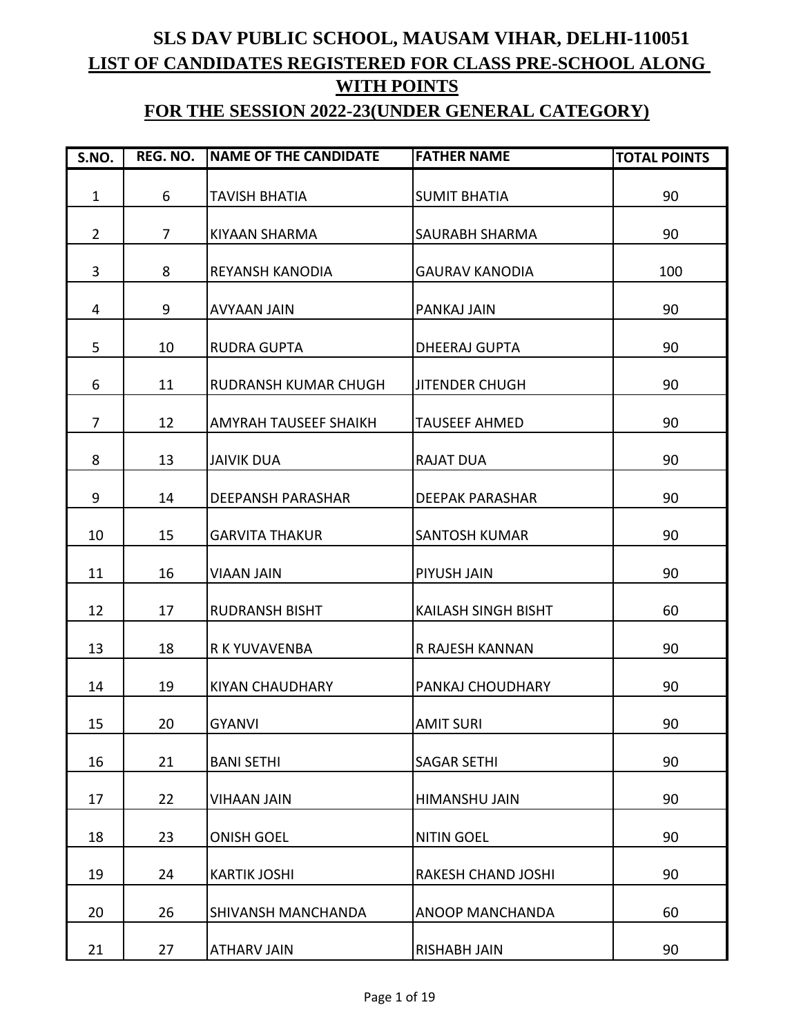# SLS DAV PUBLIC SCHOOL, MAUSAM VIHAR, DELHI-110051

## LIST OF CANDIDATES REGISTERED FOR CLASS PRE-SCHOOL ALONG WITH POINTS

## FOR THE SESSION 2022-23(UNDER GENERAL CATEGORY)

| S.NO. | REG. NO. | NAME OF THE CANDIDATE | FATHER NAME | TOTAL POINTS |
|---|---|---|---|---|
| 1 | 6 | TAVISH BHATIA | SUMIT BHATIA | 90 |
| 2 | 7 | KIYAAN SHARMA | SAURABH SHARMA | 90 |
| 3 | 8 | REYANSH KANODIA | GAURAV KANODIA | 100 |
| 4 | 9 | AVYAAN JAIN | PANKAJ JAIN | 90 |
| 5 | 10 | RUDRA GUPTA | DHEERAJ GUPTA | 90 |
| 6 | 11 | RUDRANSH KUMAR CHUGH | JITENDER CHUGH | 90 |
| 7 | 12 | AMYRAH TAUSEEF SHAIKH | TAUSEEF AHMED | 90 |
| 8 | 13 | JAIVIK DUA | RAJAT DUA | 90 |
| 9 | 14 | DEEPANSH PARASHAR | DEEPAK PARASHAR | 90 |
| 10 | 15 | GARVITA THAKUR | SANTOSH KUMAR | 90 |
| 11 | 16 | VIAAN JAIN | PIYUSH JAIN | 90 |
| 12 | 17 | RUDRANSH BISHT | KAILASH SINGH BISHT | 60 |
| 13 | 18 | R K YUVAVENBA | R RAJESH KANNAN | 90 |
| 14 | 19 | KIYAN CHAUDHARY | PANKAJ CHOUDHARY | 90 |
| 15 | 20 | GYANVI | AMIT SURI | 90 |
| 16 | 21 | BANI SETHI | SAGAR SETHI | 90 |
| 17 | 22 | VIHAAN JAIN | HIMANSHU JAIN | 90 |
| 18 | 23 | ONISH GOEL | NITIN GOEL | 90 |
| 19 | 24 | KARTIK JOSHI | RAKESH CHAND JOSHI | 90 |
| 20 | 26 | SHIVANSH MANCHANDA | ANOOP MANCHANDA | 60 |
| 21 | 27 | ATHARV JAIN | RISHABH JAIN | 90 |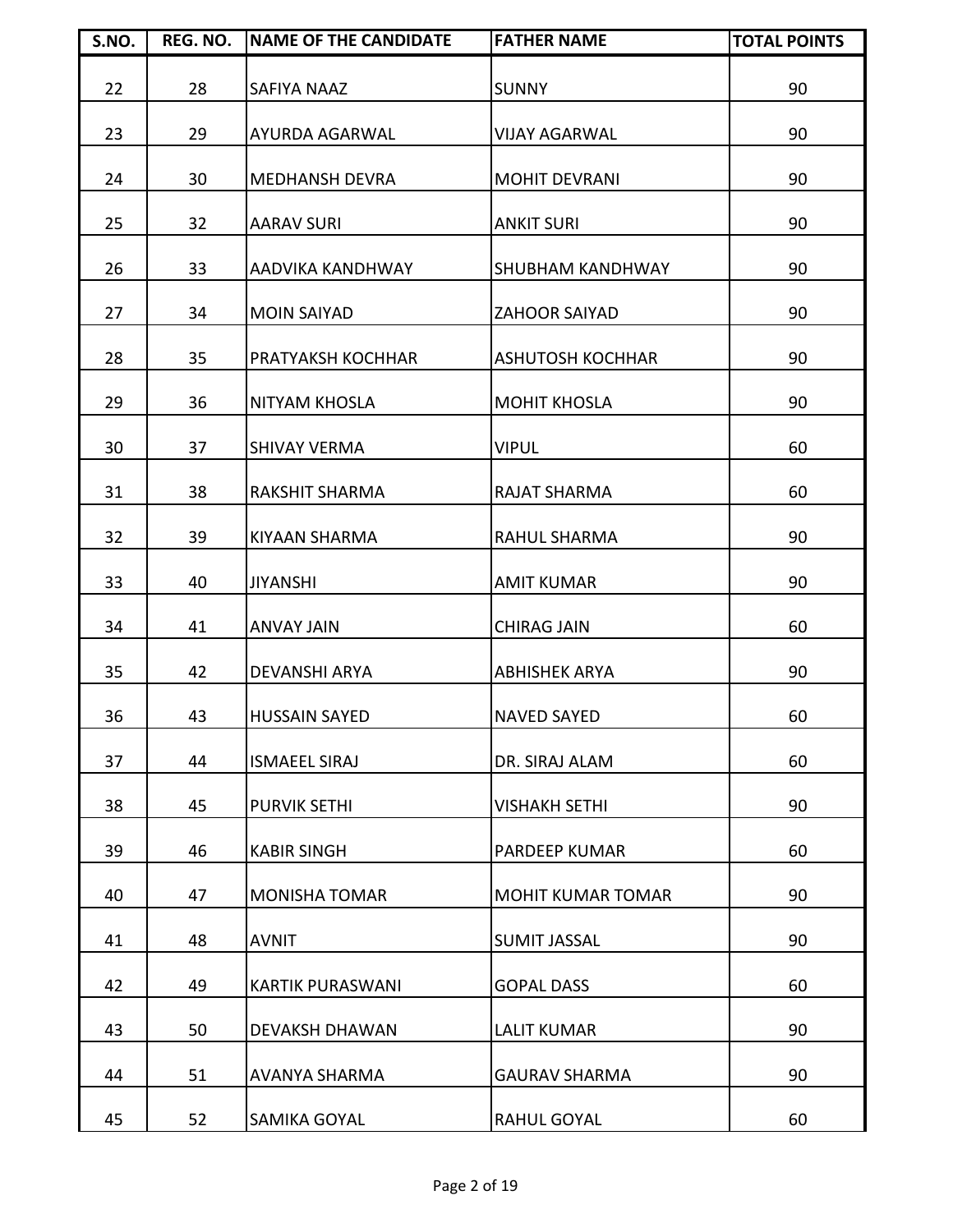| S.NO. | REG. NO. | NAME OF THE CANDIDATE | FATHER NAME | TOTAL POINTS |
|---|---|---|---|---|
| 22 | 28 | SAFIYA NAAZ | SUNNY | 90 |
| 23 | 29 | AYURDA AGARWAL | VIJAY AGARWAL | 90 |
| 24 | 30 | MEDHANSH DEVRA | MOHIT DEVRANI | 90 |
| 25 | 32 | AARAV SURI | ANKIT SURI | 90 |
| 26 | 33 | AADVIKA KANDHWAY | SHUBHAM KANDHWAY | 90 |
| 27 | 34 | MOIN SAIYAD | ZAHOOR SAIYAD | 90 |
| 28 | 35 | PRATYAKSH KOCHHAR | ASHUTOSH KOCHHAR | 90 |
| 29 | 36 | NITYAM KHOSLA | MOHIT KHOSLA | 90 |
| 30 | 37 | SHIVAY VERMA | VIPUL | 60 |
| 31 | 38 | RAKSHIT SHARMA | RAJAT SHARMA | 60 |
| 32 | 39 | KIYAAN SHARMA | RAHUL SHARMA | 90 |
| 33 | 40 | JIYANSHI | AMIT KUMAR | 90 |
| 34 | 41 | ANVAY JAIN | CHIRAG JAIN | 60 |
| 35 | 42 | DEVANSHI ARYA | ABHISHEK ARYA | 90 |
| 36 | 43 | HUSSAIN SAYED | NAVED SAYED | 60 |
| 37 | 44 | ISMAEEL SIRAJ | DR. SIRAJ ALAM | 60 |
| 38 | 45 | PURVIK SETHI | VISHAKH SETHI | 90 |
| 39 | 46 | KABIR SINGH | PARDEEP KUMAR | 60 |
| 40 | 47 | MONISHA TOMAR | MOHIT KUMAR TOMAR | 90 |
| 41 | 48 | AVNIT | SUMIT JASSAL | 90 |
| 42 | 49 | KARTIK PURASWANI | GOPAL DASS | 60 |
| 43 | 50 | DEVAKSH DHAWAN | LALIT KUMAR | 90 |
| 44 | 51 | AVANYA SHARMA | GAURAV SHARMA | 90 |
| 45 | 52 | SAMIKA GOYAL | RAHUL GOYAL | 60 |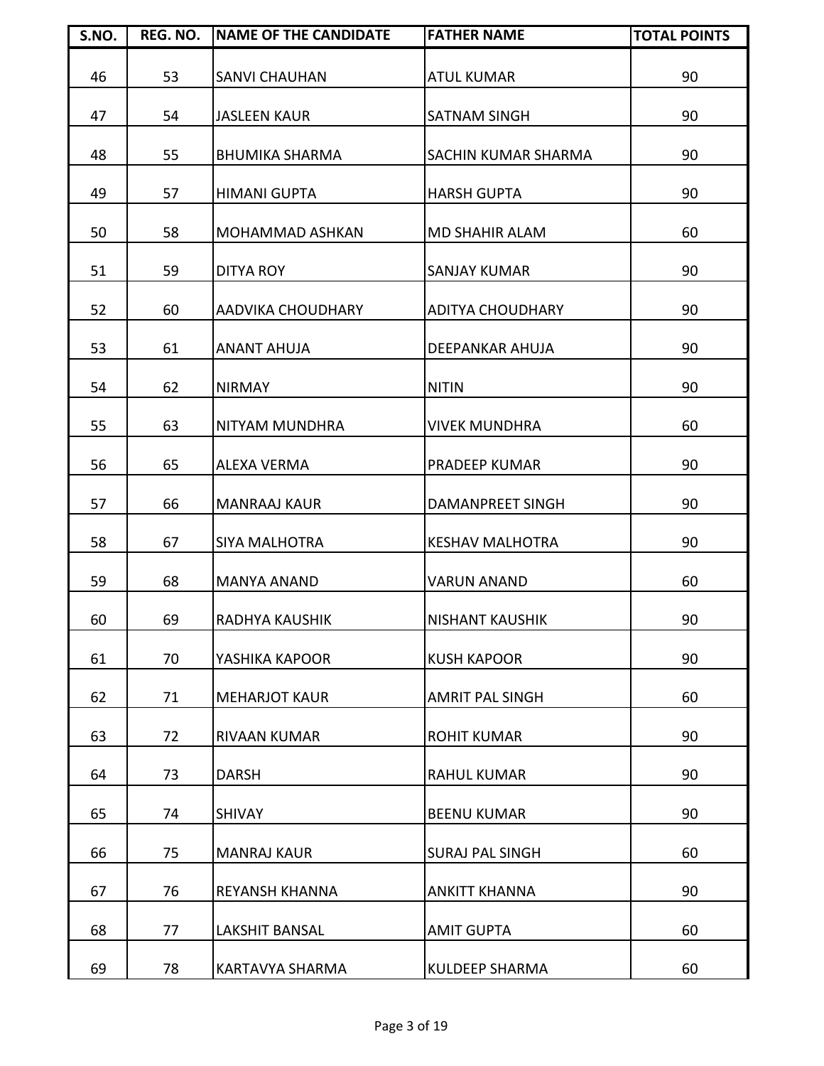| S.NO. | REG. NO. | NAME OF THE CANDIDATE | FATHER NAME | TOTAL POINTS |
|---|---|---|---|---|
| 46 | 53 | SANVI CHAUHAN | ATUL KUMAR | 90 |
| 47 | 54 | JASLEEN KAUR | SATNAM SINGH | 90 |
| 48 | 55 | BHUMIKA SHARMA | SACHIN KUMAR SHARMA | 90 |
| 49 | 57 | HIMANI GUPTA | HARSH GUPTA | 90 |
| 50 | 58 | MOHAMMAD ASHKAN | MD SHAHIR ALAM | 60 |
| 51 | 59 | DITYA ROY | SANJAY KUMAR | 90 |
| 52 | 60 | AADVIKA CHOUDHARY | ADITYA CHOUDHARY | 90 |
| 53 | 61 | ANANT AHUJA | DEEPANKAR AHUJA | 90 |
| 54 | 62 | NIRMAY | NITIN | 90 |
| 55 | 63 | NITYAM MUNDHRA | VIVEK MUNDHRA | 60 |
| 56 | 65 | ALEXA VERMA | PRADEEP KUMAR | 90 |
| 57 | 66 | MANRAAJ KAUR | DAMANPREET SINGH | 90 |
| 58 | 67 | SIYA MALHOTRA | KESHAV MALHOTRA | 90 |
| 59 | 68 | MANYA ANAND | VARUN ANAND | 60 |
| 60 | 69 | RADHYA KAUSHIK | NISHANT KAUSHIK | 90 |
| 61 | 70 | YASHIKA KAPOOR | KUSH KAPOOR | 90 |
| 62 | 71 | MEHARJOT KAUR | AMRIT PAL SINGH | 60 |
| 63 | 72 | RIVAAN KUMAR | ROHIT KUMAR | 90 |
| 64 | 73 | DARSH | RAHUL KUMAR | 90 |
| 65 | 74 | SHIVAY | BEENU KUMAR | 90 |
| 66 | 75 | MANRAJ KAUR | SURAJ PAL SINGH | 60 |
| 67 | 76 | REYANSH KHANNA | ANKITT KHANNA | 90 |
| 68 | 77 | LAKSHIT BANSAL | AMIT GUPTA | 60 |
| 69 | 78 | KARTAVYA SHARMA | KULDEEP SHARMA | 60 |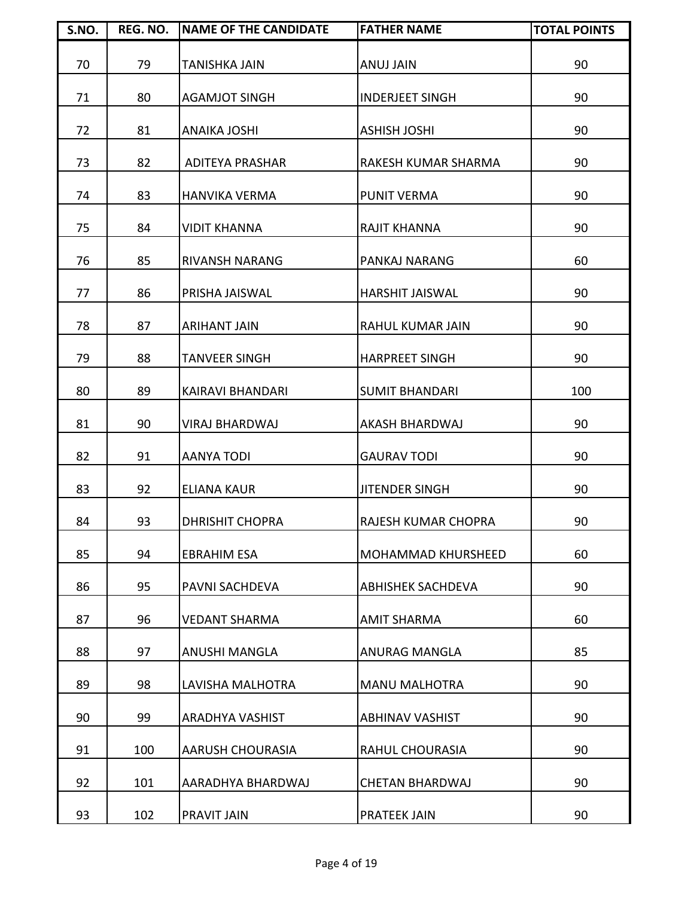| S.NO. | REG. NO. | NAME OF THE CANDIDATE | FATHER NAME | TOTAL POINTS |
|---|---|---|---|---|
| 70 | 79 | TANISHKA JAIN | ANUJ JAIN | 90 |
| 71 | 80 | AGAMJOT SINGH | INDERJEET SINGH | 90 |
| 72 | 81 | ANAIKA JOSHI | ASHISH JOSHI | 90 |
| 73 | 82 | ADITEYA PRASHAR | RAKESH KUMAR SHARMA | 90 |
| 74 | 83 | HANVIKA VERMA | PUNIT VERMA | 90 |
| 75 | 84 | VIDIT KHANNA | RAJIT KHANNA | 90 |
| 76 | 85 | RIVANSH NARANG | PANKAJ NARANG | 60 |
| 77 | 86 | PRISHA JAISWAL | HARSHIT JAISWAL | 90 |
| 78 | 87 | ARIHANT JAIN | RAHUL KUMAR JAIN | 90 |
| 79 | 88 | TANVEER SINGH | HARPREET SINGH | 90 |
| 80 | 89 | KAIRAVI BHANDARI | SUMIT BHANDARI | 100 |
| 81 | 90 | VIRAJ BHARDWAJ | AKASH BHARDWAJ | 90 |
| 82 | 91 | AANYA TODI | GAURAV TODI | 90 |
| 83 | 92 | ELIANA KAUR | JITENDER SINGH | 90 |
| 84 | 93 | DHRISHIT CHOPRA | RAJESH KUMAR CHOPRA | 90 |
| 85 | 94 | EBRAHIM ESA | MOHAMMAD KHURSHEED | 60 |
| 86 | 95 | PAVNI SACHDEVA | ABHISHEK SACHDEVA | 90 |
| 87 | 96 | VEDANT SHARMA | AMIT SHARMA | 60 |
| 88 | 97 | ANUSHI MANGLA | ANURAG MANGLA | 85 |
| 89 | 98 | LAVISHA MALHOTRA | MANU MALHOTRA | 90 |
| 90 | 99 | ARADHYA VASHIST | ABHINAV VASHIST | 90 |
| 91 | 100 | AARUSH CHOURASIA | RAHUL CHOURASIA | 90 |
| 92 | 101 | AARADHYA BHARDWAJ | CHETAN BHARDWAJ | 90 |
| 93 | 102 | PRAVIT JAIN | PRATEEK JAIN | 90 |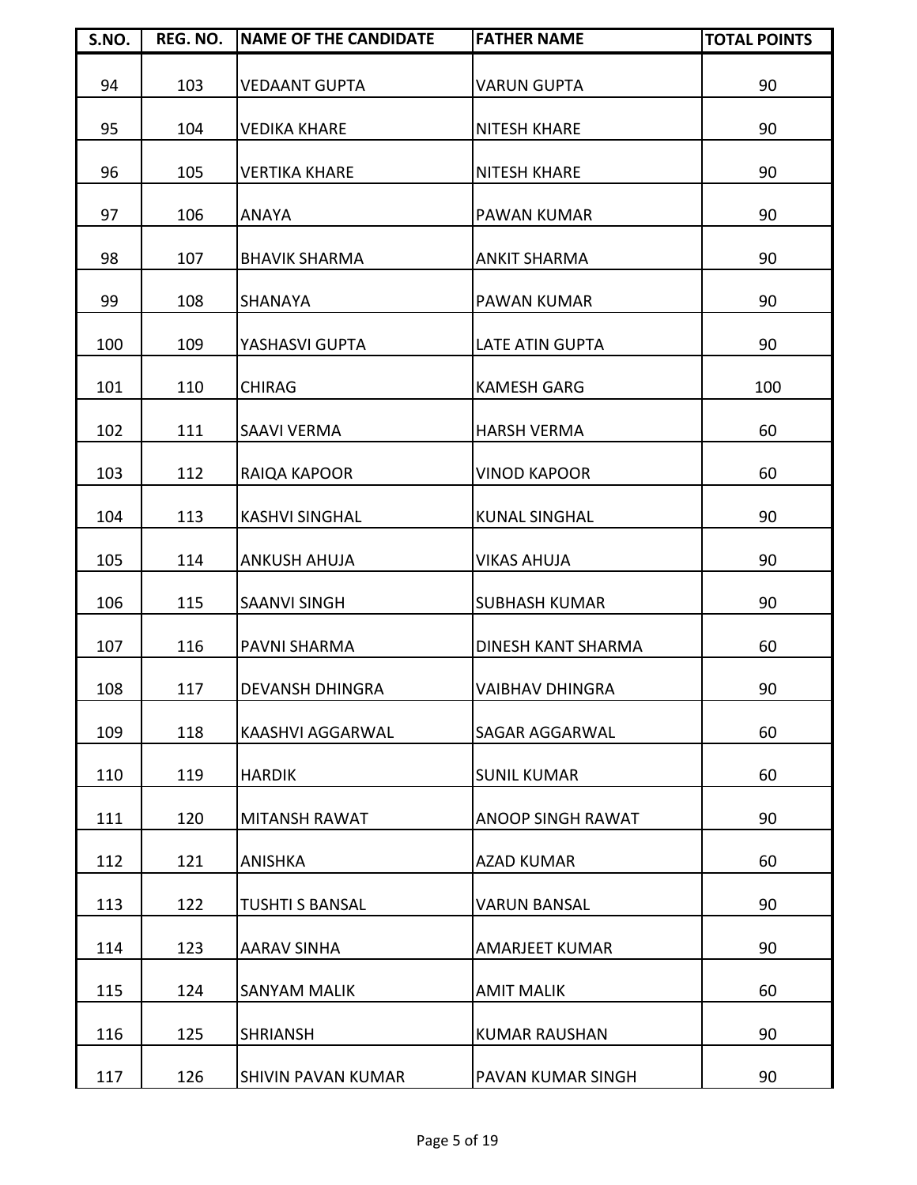| S.NO. | REG. NO. | NAME OF THE CANDIDATE | FATHER NAME | TOTAL POINTS |
|---|---|---|---|---|
| 94 | 103 | VEDAANT GUPTA | VARUN GUPTA | 90 |
| 95 | 104 | VEDIKA KHARE | NITESH KHARE | 90 |
| 96 | 105 | VERTIKA KHARE | NITESH KHARE | 90 |
| 97 | 106 | ANAYA | PAWAN KUMAR | 90 |
| 98 | 107 | BHAVIK SHARMA | ANKIT SHARMA | 90 |
| 99 | 108 | SHANAYA | PAWAN KUMAR | 90 |
| 100 | 109 | YASHASVI GUPTA | LATE ATIN GUPTA | 90 |
| 101 | 110 | CHIRAG | KAMESH GARG | 100 |
| 102 | 111 | SAAVI VERMA | HARSH VERMA | 60 |
| 103 | 112 | RAIQA KAPOOR | VINOD KAPOOR | 60 |
| 104 | 113 | KASHVI SINGHAL | KUNAL SINGHAL | 90 |
| 105 | 114 | ANKUSH AHUJA | VIKAS AHUJA | 90 |
| 106 | 115 | SAANVI SINGH | SUBHASH KUMAR | 90 |
| 107 | 116 | PAVNI SHARMA | DINESH KANT SHARMA | 60 |
| 108 | 117 | DEVANSH DHINGRA | VAIBHAV DHINGRA | 90 |
| 109 | 118 | KAASHVI AGGARWAL | SAGAR AGGARWAL | 60 |
| 110 | 119 | HARDIK | SUNIL KUMAR | 60 |
| 111 | 120 | MITANSH RAWAT | ANOOP SINGH RAWAT | 90 |
| 112 | 121 | ANISHKA | AZAD KUMAR | 60 |
| 113 | 122 | TUSHTI S BANSAL | VARUN BANSAL | 90 |
| 114 | 123 | AARAV SINHA | AMARJEET KUMAR | 90 |
| 115 | 124 | SANYAM MALIK | AMIT MALIK | 60 |
| 116 | 125 | SHRIANSH | KUMAR RAUSHAN | 90 |
| 117 | 126 | SHIVIN PAVAN KUMAR | PAVAN KUMAR SINGH | 90 |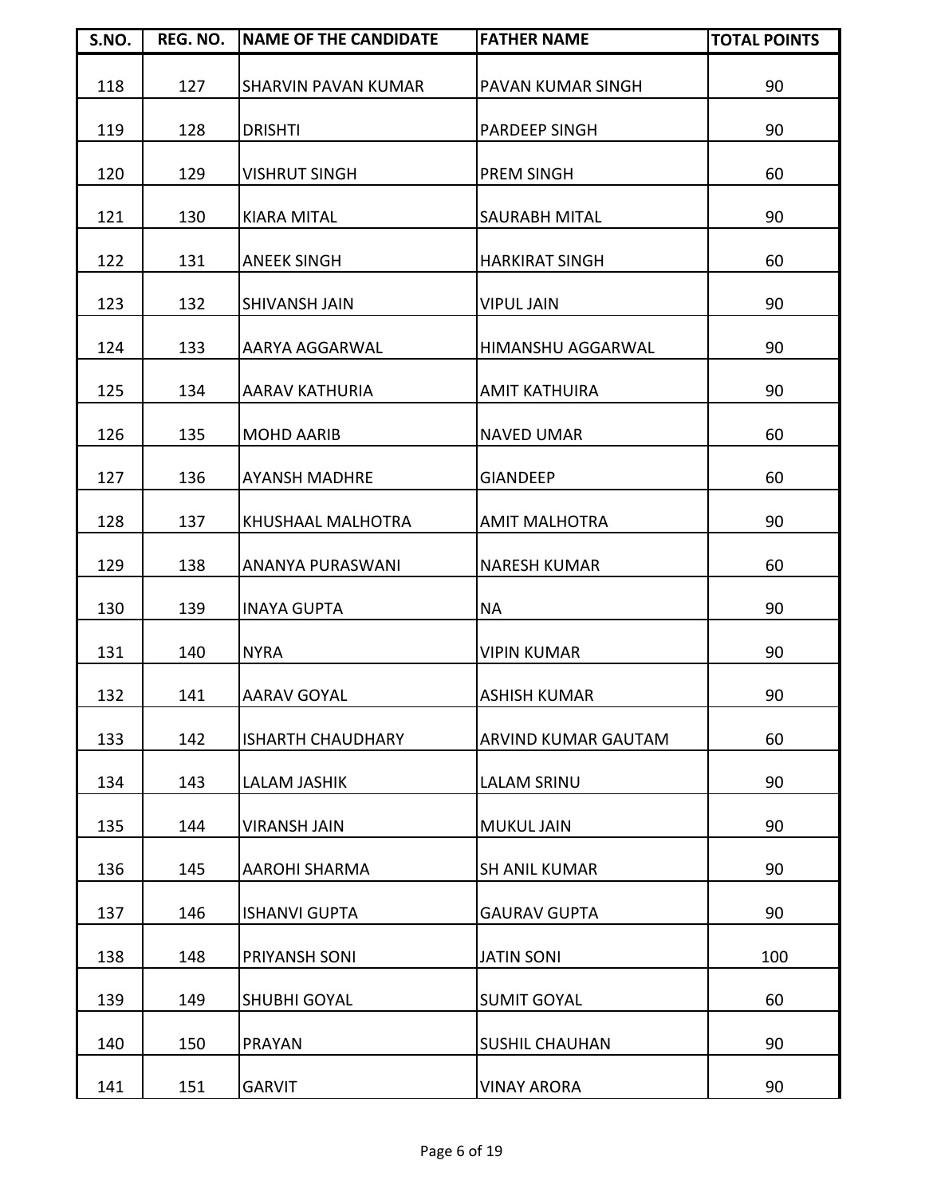| S.NO. | REG. NO. | NAME OF THE CANDIDATE | FATHER NAME | TOTAL POINTS |
|---|---|---|---|---|
| 118 | 127 | SHARVIN PAVAN KUMAR | PAVAN KUMAR SINGH | 90 |
| 119 | 128 | DRISHTI | PARDEEP SINGH | 90 |
| 120 | 129 | VISHRUT SINGH | PREM SINGH | 60 |
| 121 | 130 | KIARA MITAL | SAURABH MITAL | 90 |
| 122 | 131 | ANEEK SINGH | HARKIRAT SINGH | 60 |
| 123 | 132 | SHIVANSH JAIN | VIPUL JAIN | 90 |
| 124 | 133 | AARYA AGGARWAL | HIMANSHU AGGARWAL | 90 |
| 125 | 134 | AARAV KATHURIA | AMIT KATHUIRA | 90 |
| 126 | 135 | MOHD AARIB | NAVED UMAR | 60 |
| 127 | 136 | AYANSH MADHRE | GIANDEEP | 60 |
| 128 | 137 | KHUSHAAL MALHOTRA | AMIT MALHOTRA | 90 |
| 129 | 138 | ANANYA PURASWANI | NARESH KUMAR | 60 |
| 130 | 139 | INAYA GUPTA | NA | 90 |
| 131 | 140 | NYRA | VIPIN KUMAR | 90 |
| 132 | 141 | AARAV GOYAL | ASHISH KUMAR | 90 |
| 133 | 142 | ISHARTH CHAUDHARY | ARVIND KUMAR GAUTAM | 60 |
| 134 | 143 | LALAM JASHIK | LALAM SRINU | 90 |
| 135 | 144 | VIRANSH JAIN | MUKUL JAIN | 90 |
| 136 | 145 | AAROHI SHARMA | SH ANIL KUMAR | 90 |
| 137 | 146 | ISHANVI GUPTA | GAURAV GUPTA | 90 |
| 138 | 148 | PRIYANSH SONI | JATIN SONI | 100 |
| 139 | 149 | SHUBHI GOYAL | SUMIT GOYAL | 60 |
| 140 | 150 | PRAYAN | SUSHIL CHAUHAN | 90 |
| 141 | 151 | GARVIT | VINAY ARORA | 90 |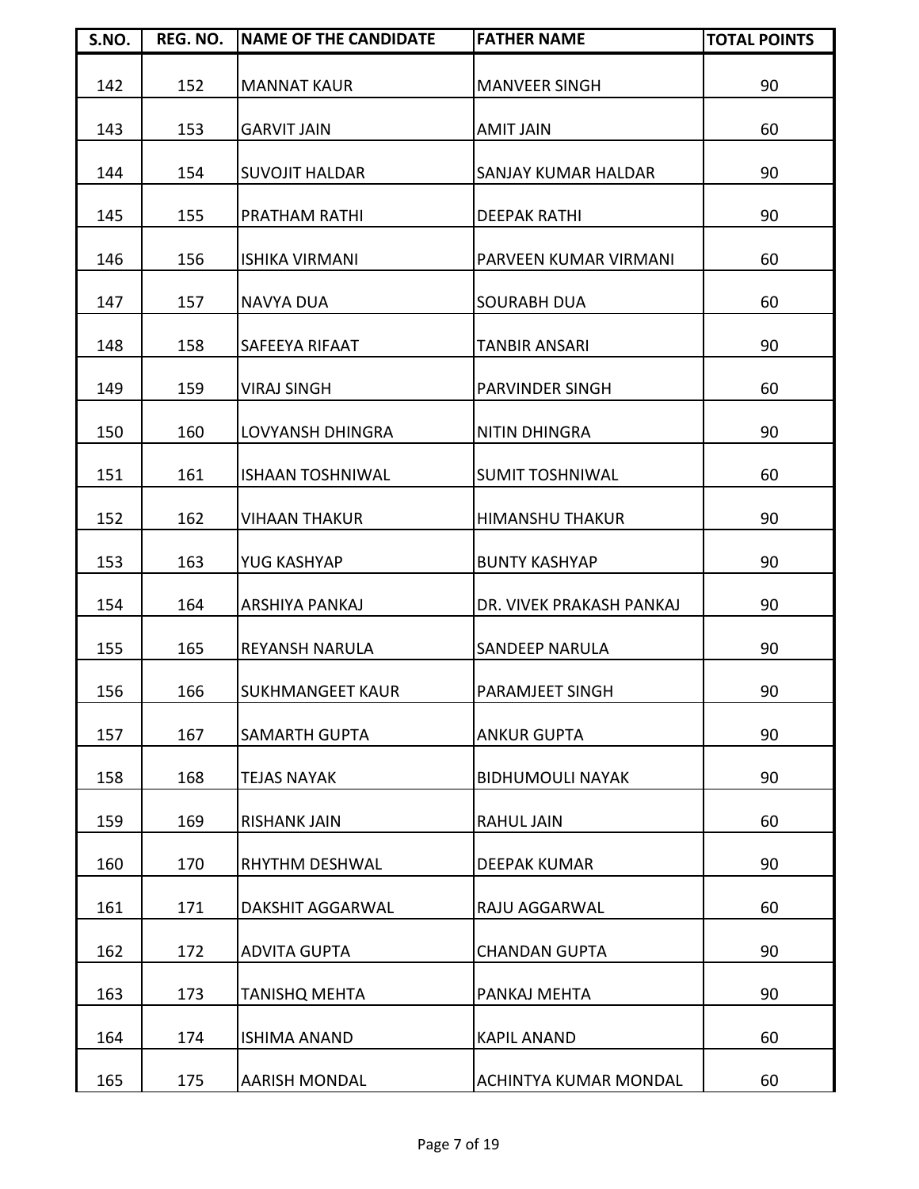| S.NO. | REG. NO. | NAME OF THE CANDIDATE | FATHER NAME | TOTAL POINTS |
|---|---|---|---|---|
| 142 | 152 | MANNAT KAUR | MANVEER SINGH | 90 |
| 143 | 153 | GARVIT JAIN | AMIT JAIN | 60 |
| 144 | 154 | SUVOJIT HALDAR | SANJAY KUMAR HALDAR | 90 |
| 145 | 155 | PRATHAM RATHI | DEEPAK RATHI | 90 |
| 146 | 156 | ISHIKA VIRMANI | PARVEEN KUMAR VIRMANI | 60 |
| 147 | 157 | NAVYA DUA | SOURABH DUA | 60 |
| 148 | 158 | SAFEEYA RIFAAT | TANBIR ANSARI | 90 |
| 149 | 159 | VIRAJ SINGH | PARVINDER SINGH | 60 |
| 150 | 160 | LOVYANSH DHINGRA | NITIN DHINGRA | 90 |
| 151 | 161 | ISHAAN TOSHNIWAL | SUMIT TOSHNIWAL | 60 |
| 152 | 162 | VIHAAN THAKUR | HIMANSHU THAKUR | 90 |
| 153 | 163 | YUG KASHYAP | BUNTY KASHYAP | 90 |
| 154 | 164 | ARSHIYA PANKAJ | DR. VIVEK PRAKASH PANKAJ | 90 |
| 155 | 165 | REYANSH NARULA | SANDEEP NARULA | 90 |
| 156 | 166 | SUKHMANGEET KAUR | PARAMJEET SINGH | 90 |
| 157 | 167 | SAMARTH GUPTA | ANKUR GUPTA | 90 |
| 158 | 168 | TEJAS NAYAK | BIDHUMOULI NAYAK | 90 |
| 159 | 169 | RISHANK JAIN | RAHUL JAIN | 60 |
| 160 | 170 | RHYTHM DESHWAL | DEEPAK KUMAR | 90 |
| 161 | 171 | DAKSHIT AGGARWAL | RAJU AGGARWAL | 60 |
| 162 | 172 | ADVITA GUPTA | CHANDAN GUPTA | 90 |
| 163 | 173 | TANISHQ MEHTA | PANKAJ MEHTA | 90 |
| 164 | 174 | ISHIMA ANAND | KAPIL ANAND | 60 |
| 165 | 175 | AARISH MONDAL | ACHINTYA KUMAR MONDAL | 60 |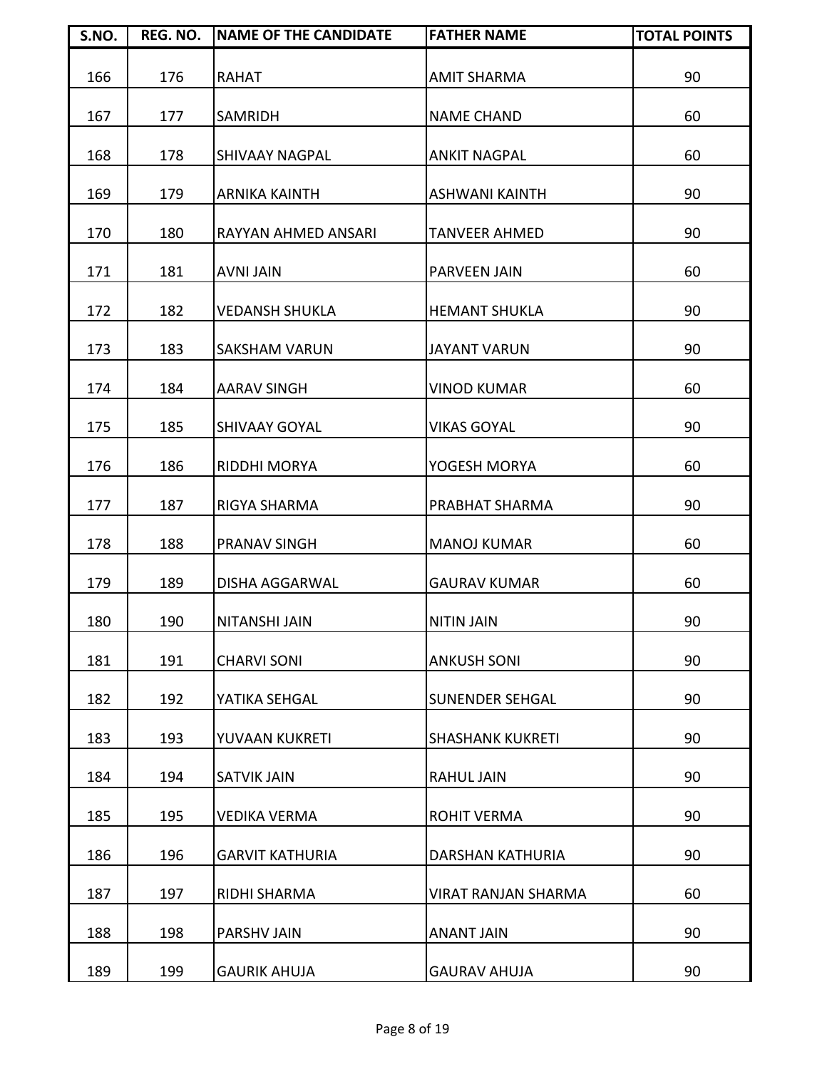| S.NO. | REG. NO. | NAME OF THE CANDIDATE | FATHER NAME | TOTAL POINTS |
|---|---|---|---|---|
| 166 | 176 | RAHAT | AMIT SHARMA | 90 |
| 167 | 177 | SAMRIDH | NAME CHAND | 60 |
| 168 | 178 | SHIVAAY NAGPAL | ANKIT NAGPAL | 60 |
| 169 | 179 | ARNIKA KAINTH | ASHWANI KAINTH | 90 |
| 170 | 180 | RAYYAN AHMED ANSARI | TANVEER AHMED | 90 |
| 171 | 181 | AVNI JAIN | PARVEEN JAIN | 60 |
| 172 | 182 | VEDANSH SHUKLA | HEMANT SHUKLA | 90 |
| 173 | 183 | SAKSHAM VARUN | JAYANT VARUN | 90 |
| 174 | 184 | AARAV SINGH | VINOD KUMAR | 60 |
| 175 | 185 | SHIVAAY GOYAL | VIKAS GOYAL | 90 |
| 176 | 186 | RIDDHI MORYA | YOGESH MORYA | 60 |
| 177 | 187 | RIGYA SHARMA | PRABHAT SHARMA | 90 |
| 178 | 188 | PRANAV SINGH | MANOJ KUMAR | 60 |
| 179 | 189 | DISHA AGGARWAL | GAURAV KUMAR | 60 |
| 180 | 190 | NITANSHI JAIN | NITIN JAIN | 90 |
| 181 | 191 | CHARVI SONI | ANKUSH SONI | 90 |
| 182 | 192 | YATIKA SEHGAL | SUNENDER SEHGAL | 90 |
| 183 | 193 | YUVAAN KUKRETI | SHASHANK KUKRETI | 90 |
| 184 | 194 | SATVIK JAIN | RAHUL JAIN | 90 |
| 185 | 195 | VEDIKA VERMA | ROHIT VERMA | 90 |
| 186 | 196 | GARVIT KATHURIA | DARSHAN KATHURIA | 90 |
| 187 | 197 | RIDHI SHARMA | VIRAT RANJAN SHARMA | 60 |
| 188 | 198 | PARSHV JAIN | ANANT JAIN | 90 |
| 189 | 199 | GAURIK AHUJA | GAURAV AHUJA | 90 |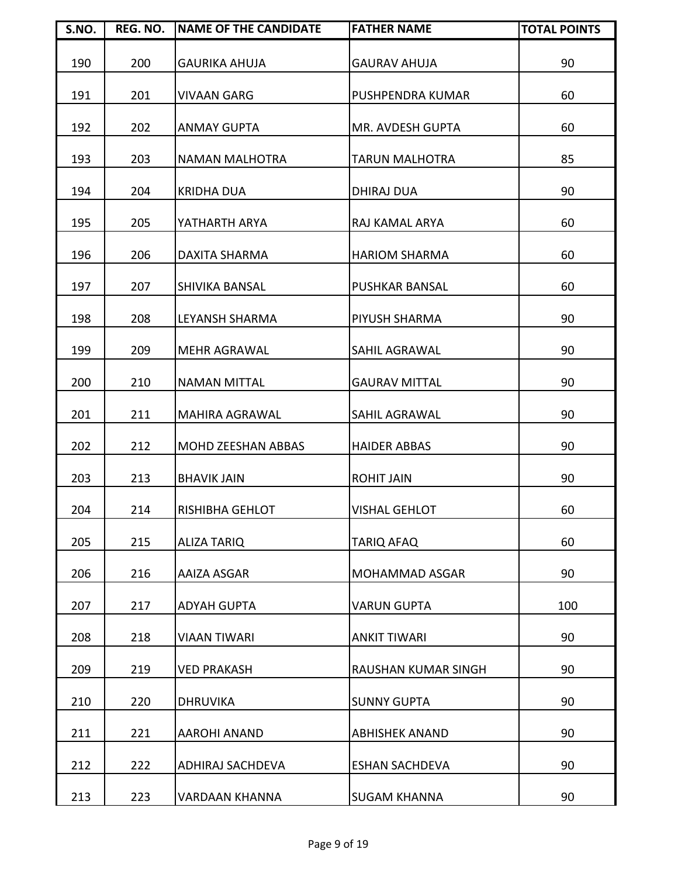| S.NO. | REG. NO. | NAME OF THE CANDIDATE | FATHER NAME | TOTAL POINTS |
|---|---|---|---|---|
| 190 | 200 | GAURIKA AHUJA | GAURAV AHUJA | 90 |
| 191 | 201 | VIVAAN GARG | PUSHPENDRA KUMAR | 60 |
| 192 | 202 | ANMAY GUPTA | MR. AVDESH GUPTA | 60 |
| 193 | 203 | NAMAN MALHOTRA | TARUN MALHOTRA | 85 |
| 194 | 204 | KRIDHA DUA | DHIRAJ DUA | 90 |
| 195 | 205 | YATHARTH ARYA | RAJ KAMAL ARYA | 60 |
| 196 | 206 | DAXITA SHARMA | HARIOM SHARMA | 60 |
| 197 | 207 | SHIVIKA BANSAL | PUSHKAR BANSAL | 60 |
| 198 | 208 | LEYANSH SHARMA | PIYUSH SHARMA | 90 |
| 199 | 209 | MEHR AGRAWAL | SAHIL AGRAWAL | 90 |
| 200 | 210 | NAMAN MITTAL | GAURAV MITTAL | 90 |
| 201 | 211 | MAHIRA AGRAWAL | SAHIL AGRAWAL | 90 |
| 202 | 212 | MOHD ZEESHAN ABBAS | HAIDER ABBAS | 90 |
| 203 | 213 | BHAVIK JAIN | ROHIT JAIN | 90 |
| 204 | 214 | RISHIBHA GEHLOT | VISHAL GEHLOT | 60 |
| 205 | 215 | ALIZA TARIQ | TARIQ AFAQ | 60 |
| 206 | 216 | AAIZA ASGAR | MOHAMMAD ASGAR | 90 |
| 207 | 217 | ADYAH GUPTA | VARUN GUPTA | 100 |
| 208 | 218 | VIAAN TIWARI | ANKIT TIWARI | 90 |
| 209 | 219 | VED PRAKASH | RAUSHAN KUMAR SINGH | 90 |
| 210 | 220 | DHRUVIKA | SUNNY GUPTA | 90 |
| 211 | 221 | AAROHI ANAND | ABHISHEK ANAND | 90 |
| 212 | 222 | ADHIRAJ SACHDEVA | ESHAN SACHDEVA | 90 |
| 213 | 223 | VARDAAN KHANNA | SUGAM KHANNA | 90 |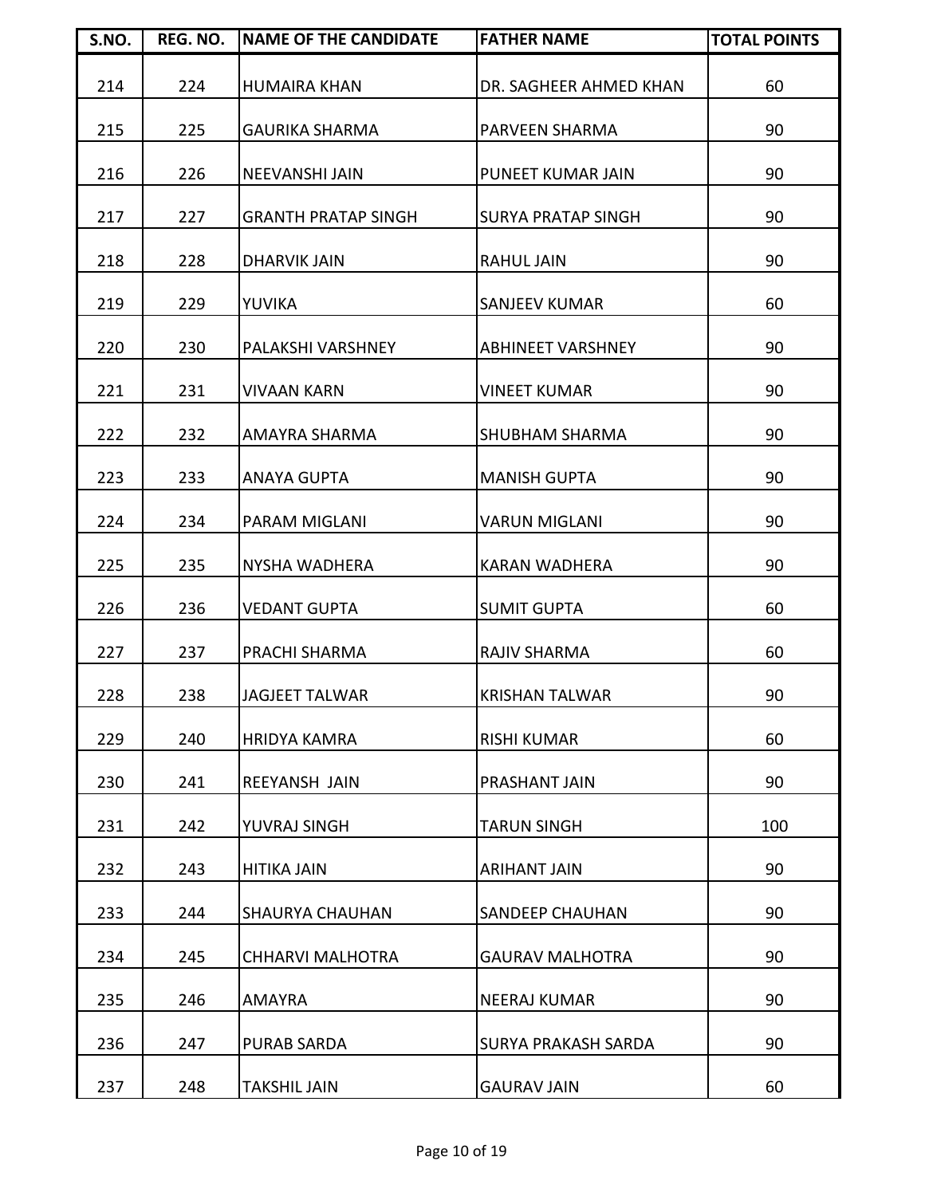| S.NO. | REG. NO. | NAME OF THE CANDIDATE | FATHER NAME | TOTAL POINTS |
|---|---|---|---|---|
| 214 | 224 | HUMAIRA KHAN | DR. SAGHEER AHMED KHAN | 60 |
| 215 | 225 | GAURIKA SHARMA | PARVEEN SHARMA | 90 |
| 216 | 226 | NEEVANSHI JAIN | PUNEET KUMAR JAIN | 90 |
| 217 | 227 | GRANTH PRATAP SINGH | SURYA PRATAP SINGH | 90 |
| 218 | 228 | DHARVIK JAIN | RAHUL JAIN | 90 |
| 219 | 229 | YUVIKA | SANJEEV KUMAR | 60 |
| 220 | 230 | PALAKSHI VARSHNEY | ABHINEET VARSHNEY | 90 |
| 221 | 231 | VIVAAN KARN | VINEET KUMAR | 90 |
| 222 | 232 | AMAYRA SHARMA | SHUBHAM SHARMA | 90 |
| 223 | 233 | ANAYA GUPTA | MANISH GUPTA | 90 |
| 224 | 234 | PARAM MIGLANI | VARUN MIGLANI | 90 |
| 225 | 235 | NYSHA WADHERA | KARAN WADHERA | 90 |
| 226 | 236 | VEDANT GUPTA | SUMIT GUPTA | 60 |
| 227 | 237 | PRACHI SHARMA | RAJIV SHARMA | 60 |
| 228 | 238 | JAGJEET TALWAR | KRISHAN TALWAR | 90 |
| 229 | 240 | HRIDYA KAMRA | RISHI KUMAR | 60 |
| 230 | 241 | REEYANSH JAIN | PRASHANT JAIN | 90 |
| 231 | 242 | YUVRAJ SINGH | TARUN SINGH | 100 |
| 232 | 243 | HITIKA JAIN | ARIHANT JAIN | 90 |
| 233 | 244 | SHAURYA CHAUHAN | SANDEEP CHAUHAN | 90 |
| 234 | 245 | CHHARVI MALHOTRA | GAURAV MALHOTRA | 90 |
| 235 | 246 | AMAYRA | NEERAJ KUMAR | 90 |
| 236 | 247 | PURAB SARDA | SURYA PRAKASH SARDA | 90 |
| 237 | 248 | TAKSHIL JAIN | GAURAV JAIN | 60 |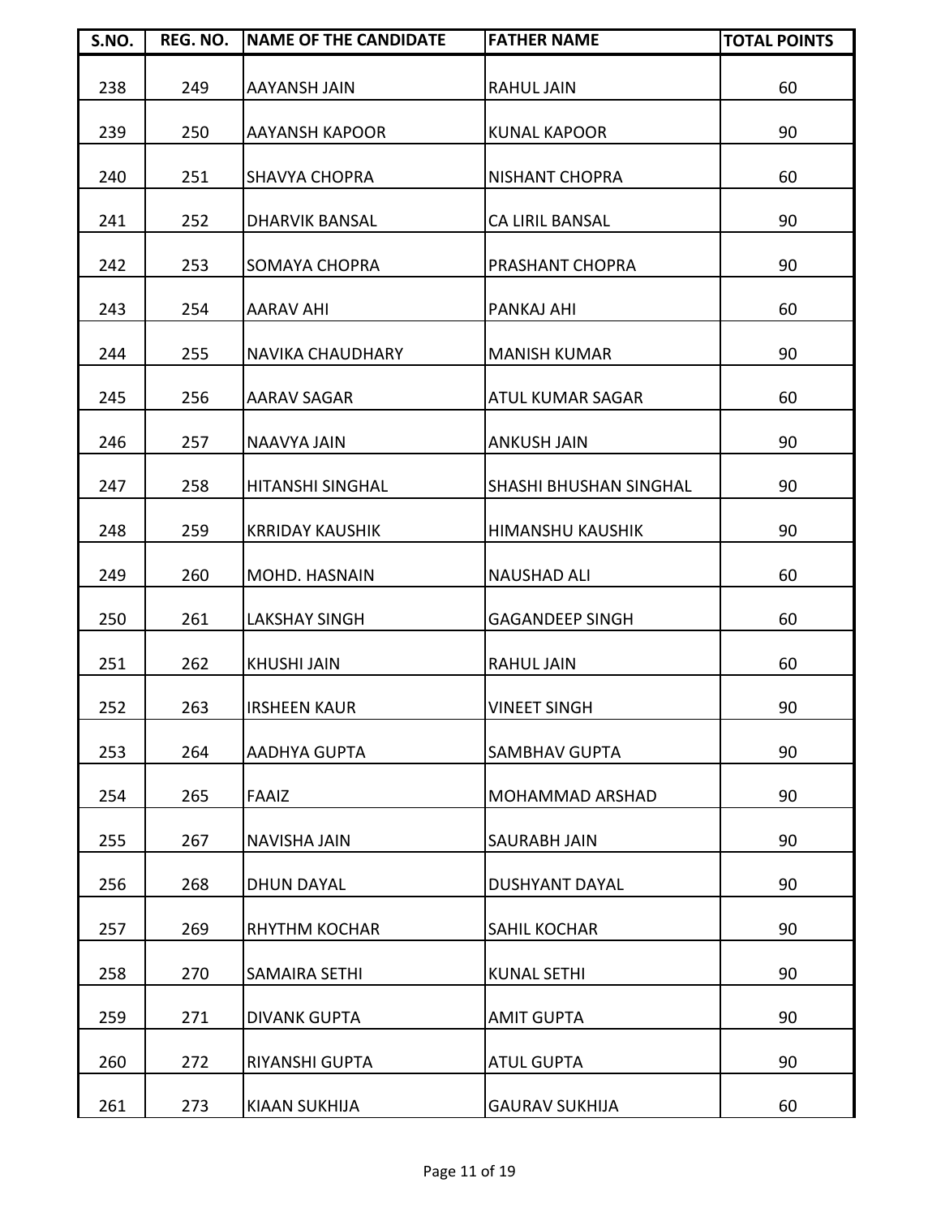| S.NO. | REG. NO. | NAME OF THE CANDIDATE | FATHER NAME | TOTAL POINTS |
| --- | --- | --- | --- | --- |
| 238 | 249 | AAYANSH JAIN | RAHUL JAIN | 60 |
| 239 | 250 | AAYANSH KAPOOR | KUNAL KAPOOR | 90 |
| 240 | 251 | SHAVYA CHOPRA | NISHANT CHOPRA | 60 |
| 241 | 252 | DHARVIK BANSAL | CA LIRIL BANSAL | 90 |
| 242 | 253 | SOMAYA CHOPRA | PRASHANT CHOPRA | 90 |
| 243 | 254 | AARAV AHI | PANKAJ AHI | 60 |
| 244 | 255 | NAVIKA CHAUDHARY | MANISH KUMAR | 90 |
| 245 | 256 | AARAV SAGAR | ATUL KUMAR SAGAR | 60 |
| 246 | 257 | NAAVYA JAIN | ANKUSH JAIN | 90 |
| 247 | 258 | HITANSHI SINGHAL | SHASHI BHUSHAN SINGHAL | 90 |
| 248 | 259 | KRRIDAY KAUSHIK | HIMANSHU KAUSHIK | 90 |
| 249 | 260 | MOHD. HASNAIN | NAUSHAD ALI | 60 |
| 250 | 261 | LAKSHAY SINGH | GAGANDEEP SINGH | 60 |
| 251 | 262 | KHUSHI JAIN | RAHUL JAIN | 60 |
| 252 | 263 | IRSHEEN KAUR | VINEET SINGH | 90 |
| 253 | 264 | AADHYA GUPTA | SAMBHAV GUPTA | 90 |
| 254 | 265 | FAAIZ | MOHAMMAD ARSHAD | 90 |
| 255 | 267 | NAVISHA JAIN | SAURABH JAIN | 90 |
| 256 | 268 | DHUN DAYAL | DUSHYANT DAYAL | 90 |
| 257 | 269 | RHYTHM KOCHAR | SAHIL KOCHAR | 90 |
| 258 | 270 | SAMAIRA SETHI | KUNAL SETHI | 90 |
| 259 | 271 | DIVANK GUPTA | AMIT GUPTA | 90 |
| 260 | 272 | RIYANSHI GUPTA | ATUL GUPTA | 90 |
| 261 | 273 | KIAAN SUKHIJA | GAURAV SUKHIJA | 60 |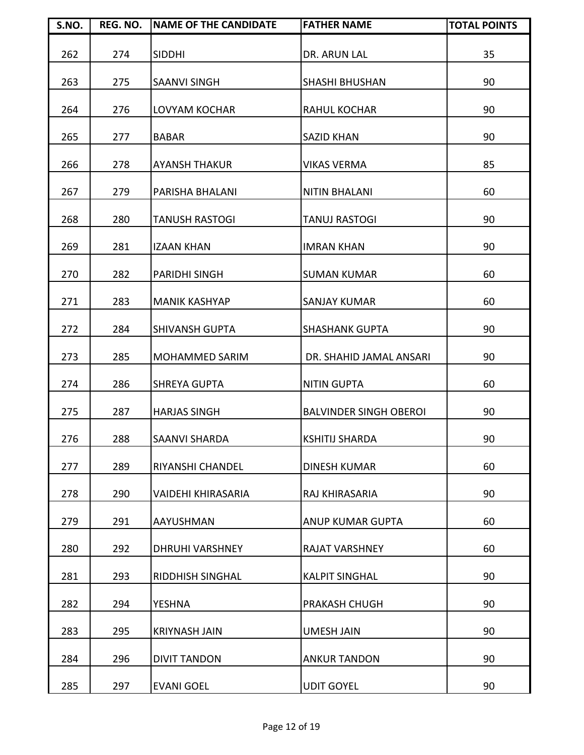| S.NO. | REG. NO. | NAME OF THE CANDIDATE | FATHER NAME | TOTAL POINTS |
|---|---|---|---|---|
| 262 | 274 | SIDDHI | DR. ARUN LAL | 35 |
| 263 | 275 | SAANVI SINGH | SHASHI BHUSHAN | 90 |
| 264 | 276 | LOVYAM KOCHAR | RAHUL KOCHAR | 90 |
| 265 | 277 | BABAR | SAZID KHAN | 90 |
| 266 | 278 | AYANSH THAKUR | VIKAS VERMA | 85 |
| 267 | 279 | PARISHA BHALANI | NITIN BHALANI | 60 |
| 268 | 280 | TANUSH RASTOGI | TANUJ RASTOGI | 90 |
| 269 | 281 | IZAAN KHAN | IMRAN KHAN | 90 |
| 270 | 282 | PARIDHI SINGH | SUMAN KUMAR | 60 |
| 271 | 283 | MANIK KASHYAP | SANJAY KUMAR | 60 |
| 272 | 284 | SHIVANSH GUPTA | SHASHANK GUPTA | 90 |
| 273 | 285 | MOHAMMED SARIM | DR. SHAHID JAMAL ANSARI | 90 |
| 274 | 286 | SHREYA GUPTA | NITIN GUPTA | 60 |
| 275 | 287 | HARJAS SINGH | BALVINDER SINGH OBEROI | 90 |
| 276 | 288 | SAANVI SHARDA | KSHITIJ SHARDA | 90 |
| 277 | 289 | RIYANSHI CHANDEL | DINESH KUMAR | 60 |
| 278 | 290 | VAIDEHI KHIRASARIA | RAJ KHIRASARIA | 90 |
| 279 | 291 | AAYUSHMAN | ANUP KUMAR GUPTA | 60 |
| 280 | 292 | DHRUHI VARSHNEY | RAJAT VARSHNEY | 60 |
| 281 | 293 | RIDDHISH SINGHAL | KALPIT SINGHAL | 90 |
| 282 | 294 | YESHNA | PRAKASH CHUGH | 90 |
| 283 | 295 | KRIYNASH JAIN | UMESH JAIN | 90 |
| 284 | 296 | DIVIT TANDON | ANKUR TANDON | 90 |
| 285 | 297 | EVANI GOEL | UDIT GOYEL | 90 |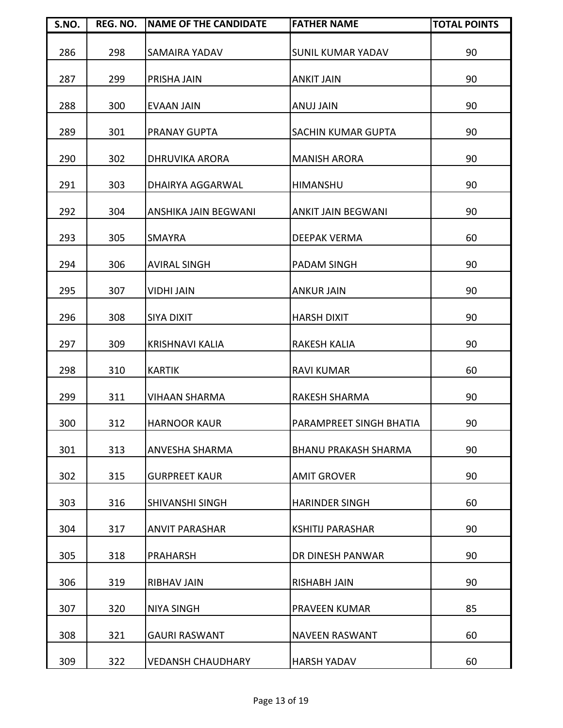| S.NO. | REG. NO. | NAME OF THE CANDIDATE | FATHER NAME | TOTAL POINTS |
|---|---|---|---|---|
| 286 | 298 | SAMAIRA YADAV | SUNIL KUMAR YADAV | 90 |
| 287 | 299 | PRISHA JAIN | ANKIT JAIN | 90 |
| 288 | 300 | EVAAN JAIN | ANUJ JAIN | 90 |
| 289 | 301 | PRANAY GUPTA | SACHIN KUMAR GUPTA | 90 |
| 290 | 302 | DHRUVIKA ARORA | MANISH ARORA | 90 |
| 291 | 303 | DHAIRYA AGGARWAL | HIMANSHU | 90 |
| 292 | 304 | ANSHIKA JAIN BEGWANI | ANKIT JAIN BEGWANI | 90 |
| 293 | 305 | SMAYRA | DEEPAK VERMA | 60 |
| 294 | 306 | AVIRAL SINGH | PADAM SINGH | 90 |
| 295 | 307 | VIDHI JAIN | ANKUR JAIN | 90 |
| 296 | 308 | SIYA DIXIT | HARSH DIXIT | 90 |
| 297 | 309 | KRISHNAVI KALIA | RAKESH KALIA | 90 |
| 298 | 310 | KARTIK | RAVI KUMAR | 60 |
| 299 | 311 | VIHAAN SHARMA | RAKESH SHARMA | 90 |
| 300 | 312 | HARNOOR KAUR | PARAMPREET SINGH BHATIA | 90 |
| 301 | 313 | ANVESHA SHARMA | BHANU PRAKASH SHARMA | 90 |
| 302 | 315 | GURPREET KAUR | AMIT GROVER | 90 |
| 303 | 316 | SHIVANSHI SINGH | HARINDER SINGH | 60 |
| 304 | 317 | ANVIT PARASHAR | KSHITIJ PARASHAR | 90 |
| 305 | 318 | PRAHARSH | DR DINESH PANWAR | 90 |
| 306 | 319 | RIBHAV JAIN | RISHABH JAIN | 90 |
| 307 | 320 | NIYA SINGH | PRAVEEN KUMAR | 85 |
| 308 | 321 | GAURI RASWANT | NAVEEN RASWANT | 60 |
| 309 | 322 | VEDANSH CHAUDHARY | HARSH YADAV | 60 |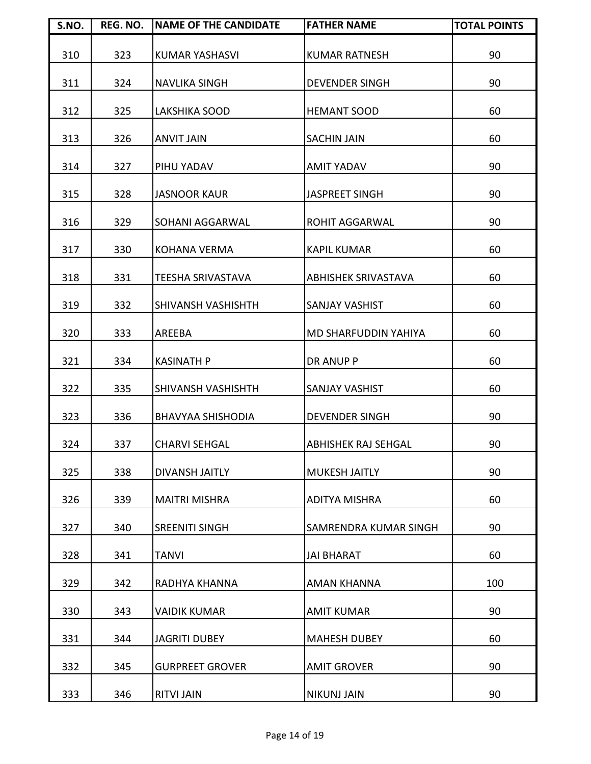| S.NO. | REG. NO. | NAME OF THE CANDIDATE | FATHER NAME | TOTAL POINTS |
|---|---|---|---|---|
| 310 | 323 | KUMAR YASHASVI | KUMAR RATNESH | 90 |
| 311 | 324 | NAVLIKA SINGH | DEVENDER SINGH | 90 |
| 312 | 325 | LAKSHIKA SOOD | HEMANT SOOD | 60 |
| 313 | 326 | ANVIT JAIN | SACHIN JAIN | 60 |
| 314 | 327 | PIHU YADAV | AMIT YADAV | 90 |
| 315 | 328 | JASNOOR KAUR | JASPREET SINGH | 90 |
| 316 | 329 | SOHANI AGGARWAL | ROHIT AGGARWAL | 90 |
| 317 | 330 | KOHANA VERMA | KAPIL KUMAR | 60 |
| 318 | 331 | TEESHA SRIVASTAVA | ABHISHEK SRIVASTAVA | 60 |
| 319 | 332 | SHIVANSH VASHISHTH | SANJAY VASHIST | 60 |
| 320 | 333 | AREEBA | MD SHARFUDDIN YAHIYA | 60 |
| 321 | 334 | KASINATH P | DR ANUP P | 60 |
| 322 | 335 | SHIVANSH VASHISHTH | SANJAY VASHIST | 60 |
| 323 | 336 | BHAVYAA SHISHODIA | DEVENDER SINGH | 90 |
| 324 | 337 | CHARVI SEHGAL | ABHISHEK RAJ SEHGAL | 90 |
| 325 | 338 | DIVANSH JAITLY | MUKESH JAITLY | 90 |
| 326 | 339 | MAITRI MISHRA | ADITYA MISHRA | 60 |
| 327 | 340 | SREENITI SINGH | SAMRENDRA KUMAR SINGH | 90 |
| 328 | 341 | TANVI | JAI BHARAT | 60 |
| 329 | 342 | RADHYA KHANNA | AMAN KHANNA | 100 |
| 330 | 343 | VAIDIK KUMAR | AMIT KUMAR | 90 |
| 331 | 344 | JAGRITI DUBEY | MAHESH DUBEY | 60 |
| 332 | 345 | GURPREET GROVER | AMIT GROVER | 90 |
| 333 | 346 | RITVI JAIN | NIKUNJ JAIN | 90 |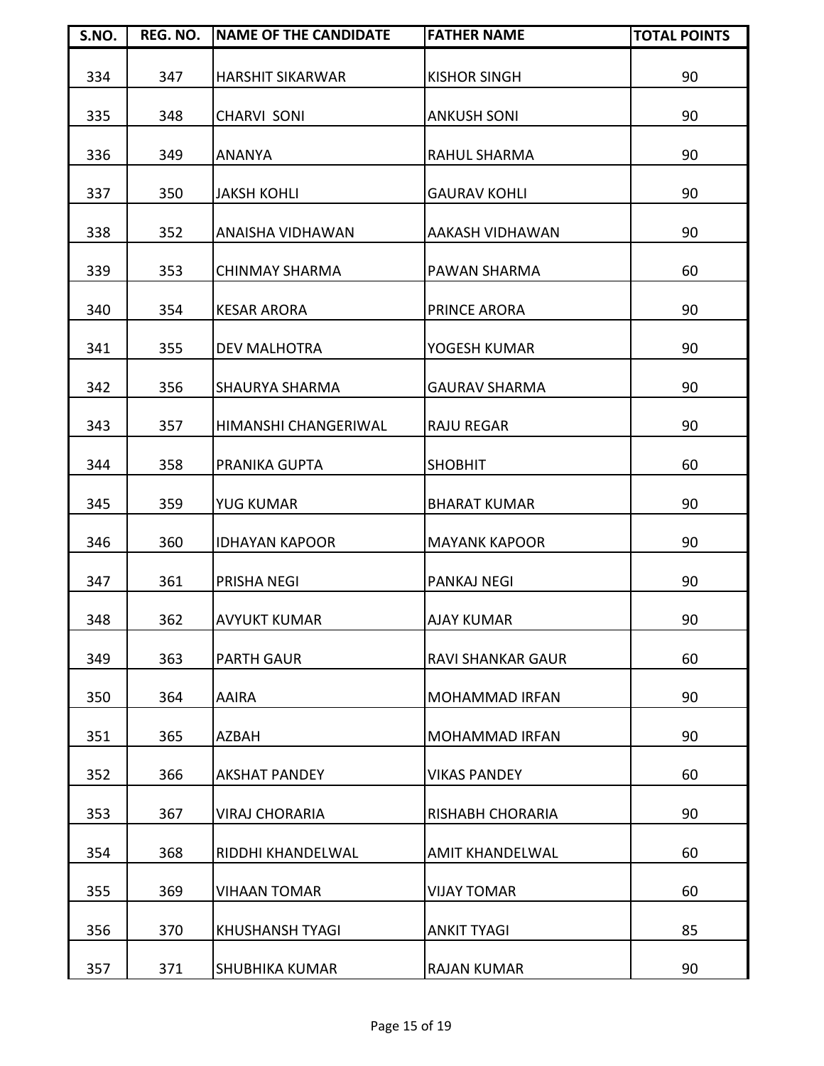| S.NO. | REG. NO. | NAME OF THE CANDIDATE | FATHER NAME | TOTAL POINTS |
|---|---|---|---|---|
| 334 | 347 | HARSHIT SIKARWAR | KISHOR SINGH | 90 |
| 335 | 348 | CHARVI SONI | ANKUSH SONI | 90 |
| 336 | 349 | ANANYA | RAHUL SHARMA | 90 |
| 337 | 350 | JAKSH KOHLI | GAURAV KOHLI | 90 |
| 338 | 352 | ANAISHA VIDHAWAN | AAKASH VIDHAWAN | 90 |
| 339 | 353 | CHINMAY SHARMA | PAWAN SHARMA | 60 |
| 340 | 354 | KESAR ARORA | PRINCE ARORA | 90 |
| 341 | 355 | DEV MALHOTRA | YOGESH KUMAR | 90 |
| 342 | 356 | SHAURYA SHARMA | GAURAV SHARMA | 90 |
| 343 | 357 | HIMANSHI CHANGERIWAL | RAJU REGAR | 90 |
| 344 | 358 | PRANIKA GUPTA | SHOBHIT | 60 |
| 345 | 359 | YUG KUMAR | BHARAT KUMAR | 90 |
| 346 | 360 | IDHAYAN KAPOOR | MAYANK KAPOOR | 90 |
| 347 | 361 | PRISHA NEGI | PANKAJ NEGI | 90 |
| 348 | 362 | AVYUKT KUMAR | AJAY KUMAR | 90 |
| 349 | 363 | PARTH GAUR | RAVI SHANKAR GAUR | 60 |
| 350 | 364 | AAIRA | MOHAMMAD IRFAN | 90 |
| 351 | 365 | AZBAH | MOHAMMAD IRFAN | 90 |
| 352 | 366 | AKSHAT PANDEY | VIKAS PANDEY | 60 |
| 353 | 367 | VIRAJ CHORARIA | RISHABH CHORARIA | 90 |
| 354 | 368 | RIDDHI KHANDELWAL | AMIT KHANDELWAL | 60 |
| 355 | 369 | VIHAAN TOMAR | VIJAY TOMAR | 60 |
| 356 | 370 | KHUSHANSH TYAGI | ANKIT TYAGI | 85 |
| 357 | 371 | SHUBHIKA KUMAR | RAJAN KUMAR | 90 |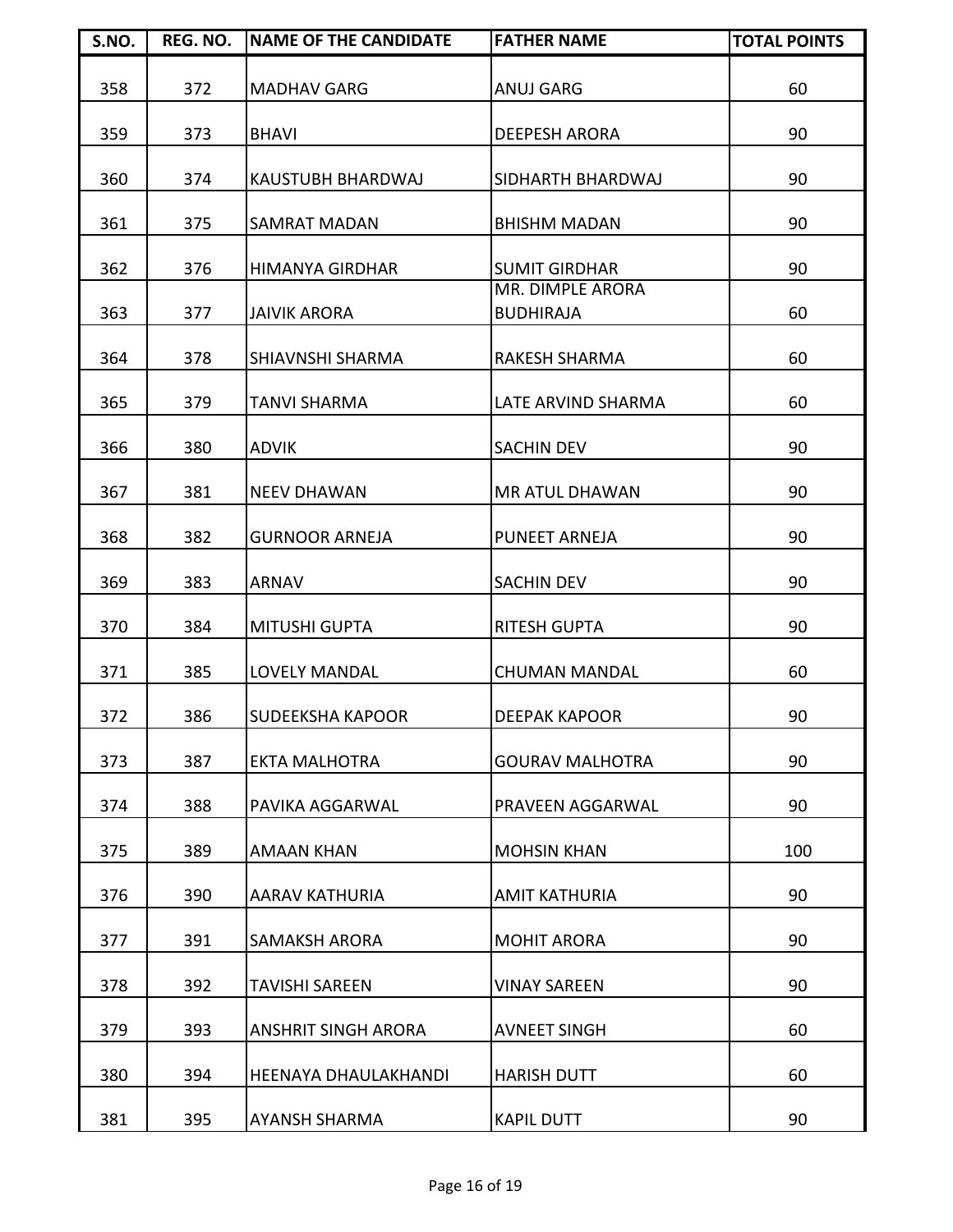| S.NO. | REG. NO. | NAME OF THE CANDIDATE | FATHER NAME | TOTAL POINTS |
|---|---|---|---|---|
| 358 | 372 | MADHAV GARG | ANUJ GARG | 60 |
| 359 | 373 | BHAVI | DEEPESH ARORA | 90 |
| 360 | 374 | KAUSTUBH BHARDWAJ | SIDHARTH BHARDWAJ | 90 |
| 361 | 375 | SAMRAT MADAN | BHISHM MADAN | 90 |
| 362 | 376 | HIMANYA GIRDHAR | SUMIT GIRDHAR | 90 |
| 363 | 377 | JAIVIK ARORA | MR. DIMPLE ARORA BUDHIRAJA | 60 |
| 364 | 378 | SHIAVNSHI SHARMA | RAKESH SHARMA | 60 |
| 365 | 379 | TANVI SHARMA | LATE ARVIND SHARMA | 60 |
| 366 | 380 | ADVIK | SACHIN DEV | 90 |
| 367 | 381 | NEEV DHAWAN | MR ATUL DHAWAN | 90 |
| 368 | 382 | GURNOOR ARNEJA | PUNEET ARNEJA | 90 |
| 369 | 383 | ARNAV | SACHIN DEV | 90 |
| 370 | 384 | MITUSHI GUPTA | RITESH GUPTA | 90 |
| 371 | 385 | LOVELY MANDAL | CHUMAN MANDAL | 60 |
| 372 | 386 | SUDEEKSHA KAPOOR | DEEPAK KAPOOR | 90 |
| 373 | 387 | EKTA MALHOTRA | GOURAV MALHOTRA | 90 |
| 374 | 388 | PAVIKA AGGARWAL | PRAVEEN AGGARWAL | 90 |
| 375 | 389 | AMAAN KHAN | MOHSIN KHAN | 100 |
| 376 | 390 | AARAV KATHURIA | AMIT KATHURIA | 90 |
| 377 | 391 | SAMAKSH ARORA | MOHIT ARORA | 90 |
| 378 | 392 | TAVISHI SAREEN | VINAY SAREEN | 90 |
| 379 | 393 | ANSHRIT SINGH ARORA | AVNEET SINGH | 60 |
| 380 | 394 | HEENAYA DHAULAKHANDI | HARISH DUTT | 60 |
| 381 | 395 | AYANSH SHARMA | KAPIL DUTT | 90 |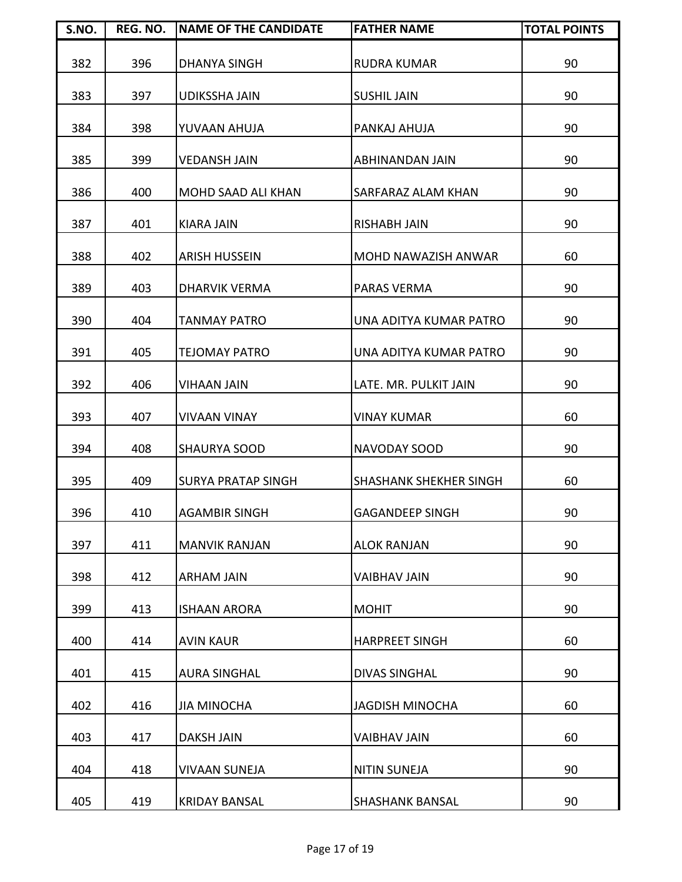| S.NO. | REG. NO. | NAME OF THE CANDIDATE | FATHER NAME | TOTAL POINTS |
|---|---|---|---|---|
| 382 | 396 | DHANYA SINGH | RUDRA KUMAR | 90 |
| 383 | 397 | UDIKSSHA JAIN | SUSHIL JAIN | 90 |
| 384 | 398 | YUVAAN AHUJA | PANKAJ AHUJA | 90 |
| 385 | 399 | VEDANSH JAIN | ABHINANDAN JAIN | 90 |
| 386 | 400 | MOHD SAAD ALI KHAN | SARFARAZ ALAM KHAN | 90 |
| 387 | 401 | KIARA JAIN | RISHABH JAIN | 90 |
| 388 | 402 | ARISH HUSSEIN | MOHD NAWAZISH ANWAR | 60 |
| 389 | 403 | DHARVIK VERMA | PARAS VERMA | 90 |
| 390 | 404 | TANMAY PATRO | UNA ADITYA KUMAR PATRO | 90 |
| 391 | 405 | TEJOMAY PATRO | UNA ADITYA KUMAR PATRO | 90 |
| 392 | 406 | VIHAAN JAIN | LATE. MR. PULKIT JAIN | 90 |
| 393 | 407 | VIVAAN VINAY | VINAY KUMAR | 60 |
| 394 | 408 | SHAURYA SOOD | NAVODAY SOOD | 90 |
| 395 | 409 | SURYA PRATAP SINGH | SHASHANK SHEKHER SINGH | 60 |
| 396 | 410 | AGAMBIR SINGH | GAGANDEEP SINGH | 90 |
| 397 | 411 | MANVIK RANJAN | ALOK RANJAN | 90 |
| 398 | 412 | ARHAM JAIN | VAIBHAV JAIN | 90 |
| 399 | 413 | ISHAAN ARORA | MOHIT | 90 |
| 400 | 414 | AVIN KAUR | HARPREET SINGH | 60 |
| 401 | 415 | AURA SINGHAL | DIVAS SINGHAL | 90 |
| 402 | 416 | JIA MINOCHA | JAGDISH MINOCHA | 60 |
| 403 | 417 | DAKSH JAIN | VAIBHAV JAIN | 60 |
| 404 | 418 | VIVAAN SUNEJA | NITIN SUNEJA | 90 |
| 405 | 419 | KRIDAY BANSAL | SHASHANK BANSAL | 90 |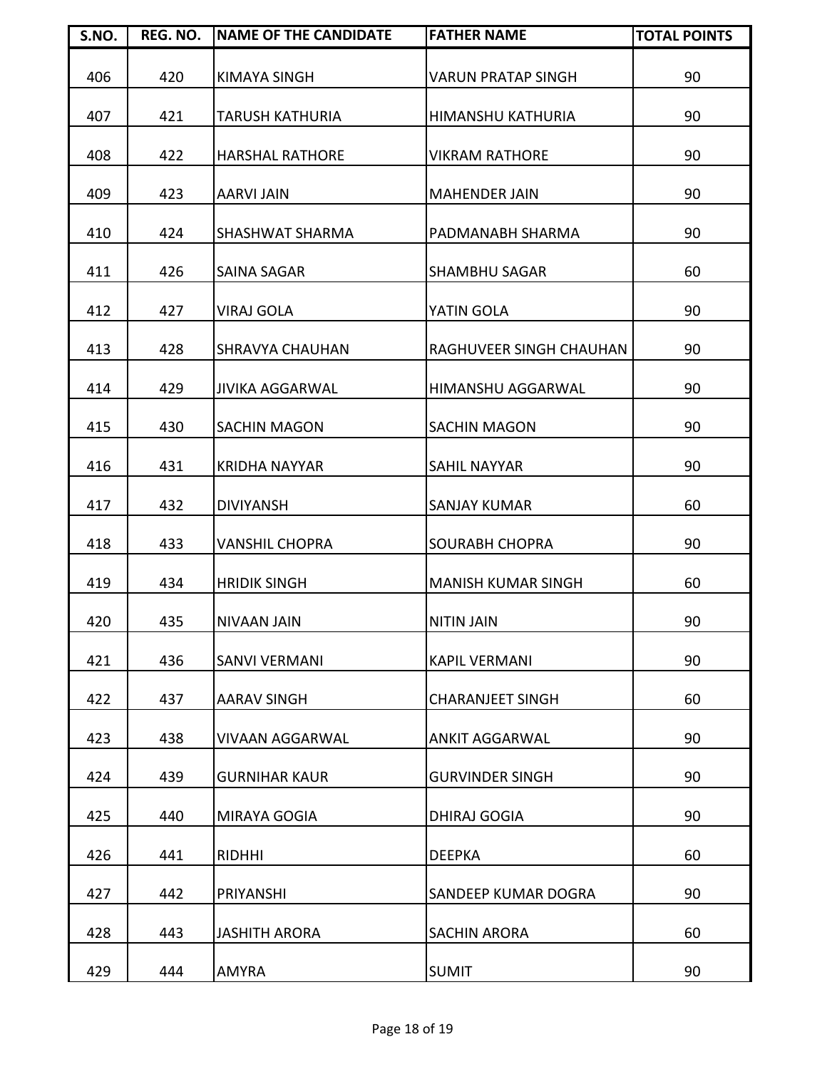| S.NO. | REG. NO. | NAME OF THE CANDIDATE | FATHER NAME | TOTAL POINTS |
|---|---|---|---|---|
| 406 | 420 | KIMAYA SINGH | VARUN PRATAP SINGH | 90 |
| 407 | 421 | TARUSH KATHURIA | HIMANSHU KATHURIA | 90 |
| 408 | 422 | HARSHAL RATHORE | VIKRAM RATHORE | 90 |
| 409 | 423 | AARVI JAIN | MAHENDER JAIN | 90 |
| 410 | 424 | SHASHWAT SHARMA | PADMANABH SHARMA | 90 |
| 411 | 426 | SAINA SAGAR | SHAMBHU SAGAR | 60 |
| 412 | 427 | VIRAJ GOLA | YATIN GOLA | 90 |
| 413 | 428 | SHRAVYA CHAUHAN | RAGHUVEER SINGH CHAUHAN | 90 |
| 414 | 429 | JIVIKA AGGARWAL | HIMANSHU AGGARWAL | 90 |
| 415 | 430 | SACHIN MAGON | SACHIN MAGON | 90 |
| 416 | 431 | KRIDHA NAYYAR | SAHIL NAYYAR | 90 |
| 417 | 432 | DIVIYANSH | SANJAY KUMAR | 60 |
| 418 | 433 | VANSHIL CHOPRA | SOURABH CHOPRA | 90 |
| 419 | 434 | HRIDIK SINGH | MANISH KUMAR SINGH | 60 |
| 420 | 435 | NIVAAN JAIN | NITIN JAIN | 90 |
| 421 | 436 | SANVI VERMANI | KAPIL VERMANI | 90 |
| 422 | 437 | AARAV SINGH | CHARANJEET SINGH | 60 |
| 423 | 438 | VIVAAN AGGARWAL | ANKIT AGGARWAL | 90 |
| 424 | 439 | GURNIHAR KAUR | GURVINDER SINGH | 90 |
| 425 | 440 | MIRAYA GOGIA | DHIRAJ GOGIA | 90 |
| 426 | 441 | RIDHHI | DEEPKA | 60 |
| 427 | 442 | PRIYANSHI | SANDEEP KUMAR DOGRA | 90 |
| 428 | 443 | JASHITH ARORA | SACHIN ARORA | 60 |
| 429 | 444 | AMYRA | SUMIT | 90 |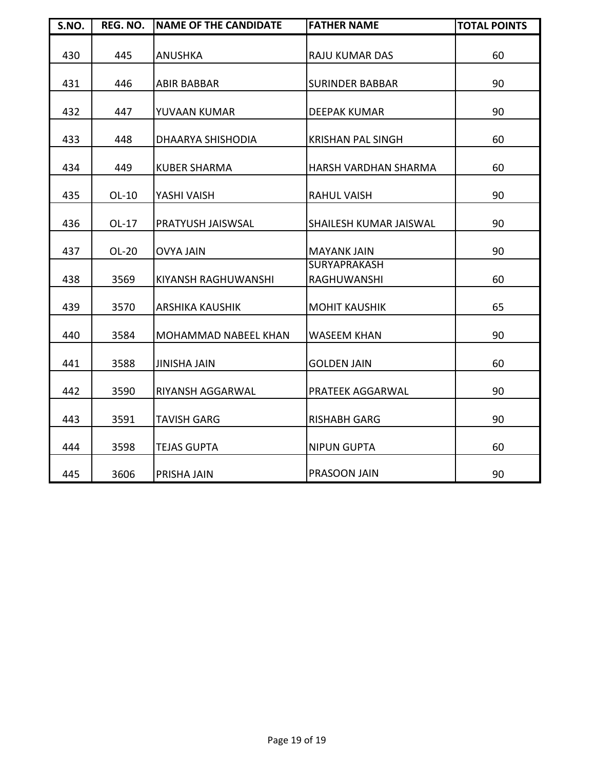| S.NO. | REG. NO. | NAME OF THE CANDIDATE | FATHER NAME | TOTAL POINTS |
|---|---|---|---|---|
| 430 | 445 | ANUSHKA | RAJU KUMAR DAS | 60 |
| 431 | 446 | ABIR BABBAR | SURINDER BABBAR | 90 |
| 432 | 447 | YUVAAN KUMAR | DEEPAK KUMAR | 90 |
| 433 | 448 | DHAARYA SHISHODIA | KRISHAN PAL SINGH | 60 |
| 434 | 449 | KUBER SHARMA | HARSH VARDHAN SHARMA | 60 |
| 435 | OL-10 | YASHI VAISH | RAHUL VAISH | 90 |
| 436 | OL-17 | PRATYUSH JAISWSAL | SHAILESH KUMAR JAISWAL | 90 |
| 437 | OL-20 | OVYA JAIN | MAYANK JAIN | 90 |
| 438 | 3569 | KIYANSH RAGHUWANSHI | SURYAPRAKASH RAGHUWANSHI | 60 |
| 439 | 3570 | ARSHIKA KAUSHIK | MOHIT KAUSHIK | 65 |
| 440 | 3584 | MOHAMMAD NABEEL KHAN | WASEEM KHAN | 90 |
| 441 | 3588 | JINISHA JAIN | GOLDEN JAIN | 60 |
| 442 | 3590 | RIYANSH AGGARWAL | PRATEEK AGGARWAL | 90 |
| 443 | 3591 | TAVISH GARG | RISHABH GARG | 90 |
| 444 | 3598 | TEJAS GUPTA | NIPUN GUPTA | 60 |
| 445 | 3606 | PRISHA JAIN | PRASOON JAIN | 90 |